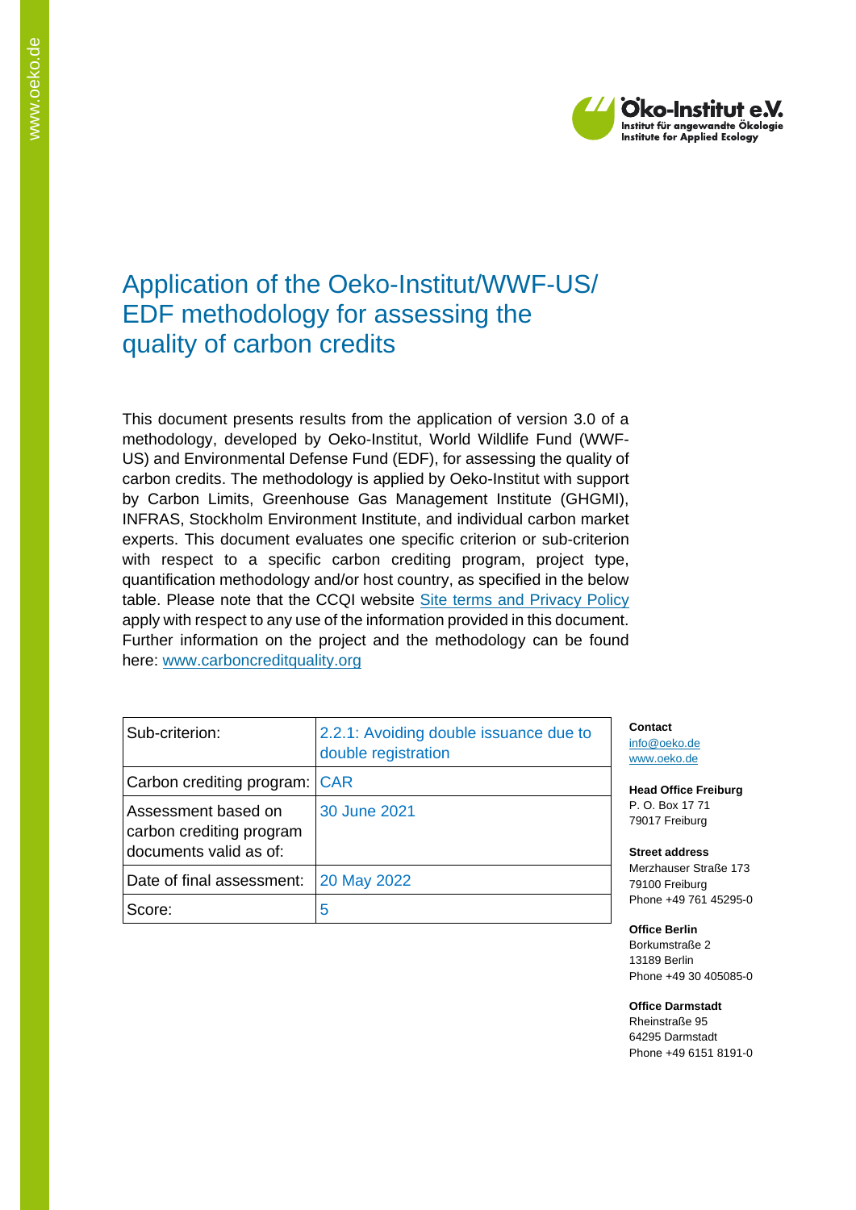# Application of the Oeko-Institut/WWF-US/ EDF methodology for assessing the quality of carbon credits

This document presents results from the application of version 3.0 of a methodology, developed by Oeko-Institut, World Wildlife Fund (WWF-US) and Environmental Defense Fund (EDF), for assessing the quality of carbon credits. The methodology is applied by Oeko-Institut with support by Carbon Limits, Greenhouse Gas Management Institute (GHGMI), INFRAS, Stockholm Environment Institute, and individual carbon market experts. This document evaluates one specific criterion or sub-criterion with respect to a specific carbon crediting program, project type, quantification methodology and/or host country, as specified in the below table. Please note that the CCQI website [Site terms and Privacy Policy](Site terms and Privacy Policy) apply with respect to any use of the information provided in this document. Further information on the project and the methodology can be found here: [www.carboncreditquality.org](www.carboncreditquality.org)

| Sub-criterion: | 2.2.1: Avoiding double issuance due to double registration |
|---|---|
| Carbon crediting program: | CAR |
| Assessment based on carbon crediting program documents valid as of: | 30 June 2021 |
| Date of final assessment: | 20 May 2022 |
| Score: | 5 |

**Contact**
info@oeko.de
www.oeko.de

**Head Office Freiburg**
P. O. Box 17 71
79017 Freiburg

**Street address**
Merzhauser Straße 173
79100 Freiburg
Phone +49 761 45295-0

**Office Berlin**
Borkumstraße 2
13189 Berlin
Phone +49 30 405085-0

**Office Darmstadt**
Rheinstraße 95
64295 Darmstadt
Phone +49 6151 8191-0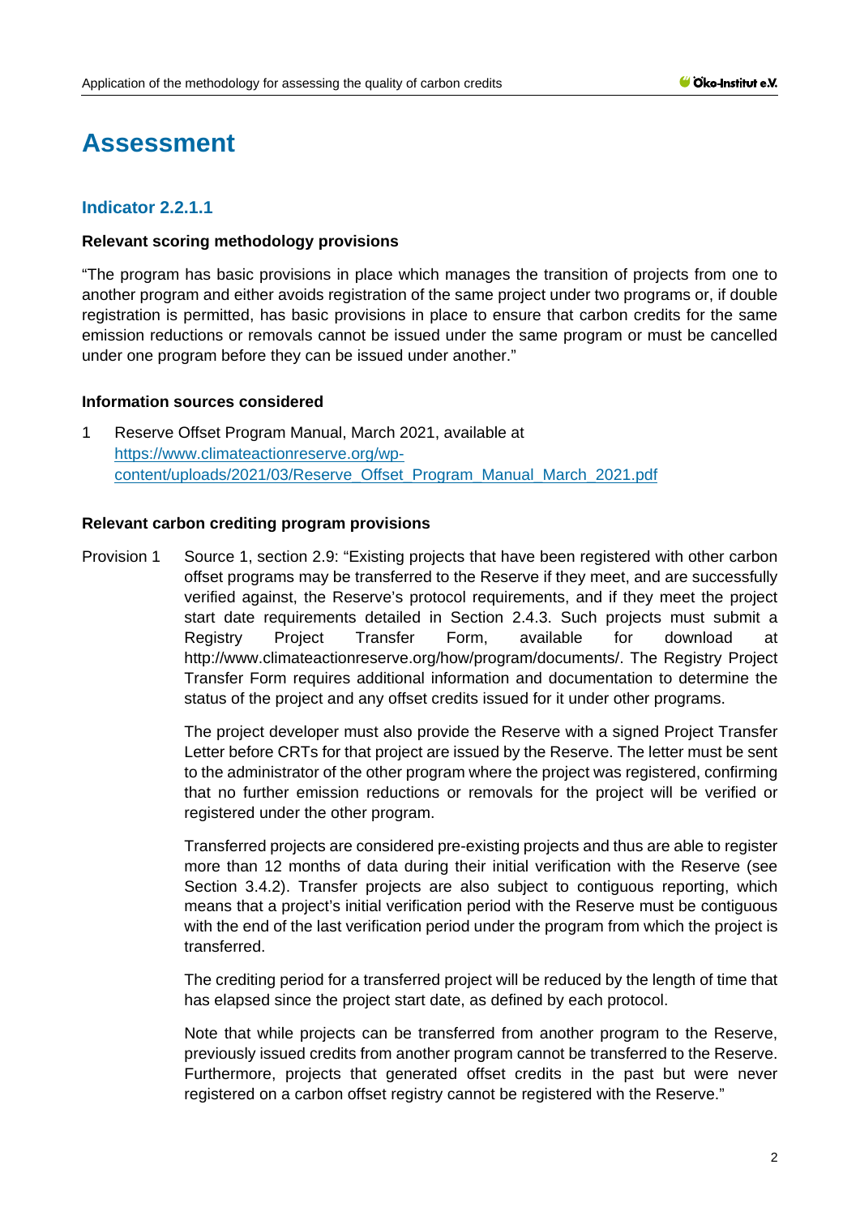# Assessment

## Indicator 2.2.1.1

### Relevant scoring methodology provisions

"The program has basic provisions in place which manages the transition of projects from one to another program and either avoids registration of the same project under two programs or, if double registration is permitted, has basic provisions in place to ensure that carbon credits for the same emission reductions or removals cannot be issued under the same program or must be cancelled under one program before they can be issued under another."

### Information sources considered

1 Reserve Offset Program Manual, March 2021, available at [https://www.climateactionreserve.org/wp-content/uploads/2021/03/Reserve_Offset_Program_Manual_March_2021.pdf](https://www.climateactionreserve.org/wp-content/uploads/2021/03/Reserve_Offset_Program_Manual_March_2021.pdf)

### Relevant carbon crediting program provisions

Provision 1 Source 1, section 2.9: "Existing projects that have been registered with other carbon offset programs may be transferred to the Reserve if they meet, and are successfully verified against, the Reserve's protocol requirements, and if they meet the project start date requirements detailed in Section 2.4.3. Such projects must submit a Registry Project Transfer Form, available for download at http://www.climateactionreserve.org/how/program/documents/. The Registry Project Transfer Form requires additional information and documentation to determine the status of the project and any offset credits issued for it under other programs.

The project developer must also provide the Reserve with a signed Project Transfer Letter before CRTs for that project are issued by the Reserve. The letter must be sent to the administrator of the other program where the project was registered, confirming that no further emission reductions or removals for the project will be verified or registered under the other program.

Transferred projects are considered pre-existing projects and thus are able to register more than 12 months of data during their initial verification with the Reserve (see Section 3.4.2). Transfer projects are also subject to contiguous reporting, which means that a project's initial verification period with the Reserve must be contiguous with the end of the last verification period under the program from which the project is transferred.

The crediting period for a transferred project will be reduced by the length of time that has elapsed since the project start date, as defined by each protocol.

Note that while projects can be transferred from another program to the Reserve, previously issued credits from another program cannot be transferred to the Reserve. Furthermore, projects that generated offset credits in the past but were never registered on a carbon offset registry cannot be registered with the Reserve."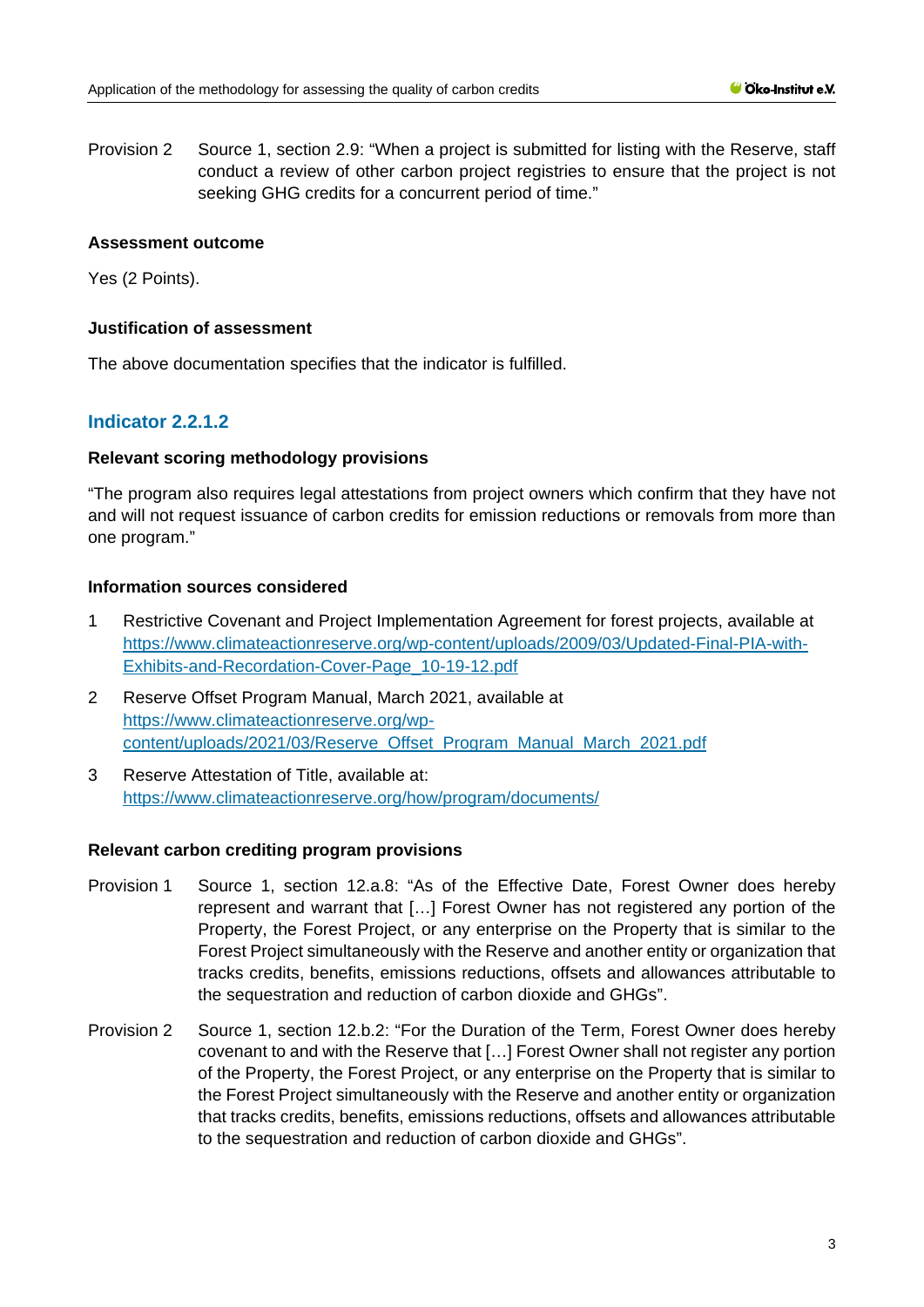Provision 2 Source 1, section 2.9: "When a project is submitted for listing with the Reserve, staff conduct a review of other carbon project registries to ensure that the project is not seeking GHG credits for a concurrent period of time."

**Assessment outcome**

Yes (2 Points).

**Justification of assessment**

The above documentation specifies that the indicator is fulfilled.

### Indicator 2.2.1.2

**Relevant scoring methodology provisions**

"The program also requires legal attestations from project owners which confirm that they have not and will not request issuance of carbon credits for emission reductions or removals from more than one program."

**Information sources considered**

1. Restrictive Covenant and Project Implementation Agreement for forest projects, available at https://www.climateactionreserve.org/wp-content/uploads/2009/03/Updated-Final-PIA-with-Exhibits-and-Recordation-Cover-Page_10-19-12.pdf
2. Reserve Offset Program Manual, March 2021, available at https://www.climateactionreserve.org/wp-content/uploads/2021/03/Reserve_Offset_Program_Manual_March_2021.pdf
3. Reserve Attestation of Title, available at: https://www.climateactionreserve.org/how/program/documents/

**Relevant carbon crediting program provisions**

Provision 1 Source 1, section 12.a.8: "As of the Effective Date, Forest Owner does hereby represent and warrant that […] Forest Owner has not registered any portion of the Property, the Forest Project, or any enterprise on the Property that is similar to the Forest Project simultaneously with the Reserve and another entity or organization that tracks credits, benefits, emissions reductions, offsets and allowances attributable to the sequestration and reduction of carbon dioxide and GHGs".

Provision 2 Source 1, section 12.b.2: "For the Duration of the Term, Forest Owner does hereby covenant to and with the Reserve that […] Forest Owner shall not register any portion of the Property, the Forest Project, or any enterprise on the Property that is similar to the Forest Project simultaneously with the Reserve and another entity or organization that tracks credits, benefits, emissions reductions, offsets and allowances attributable to the sequestration and reduction of carbon dioxide and GHGs".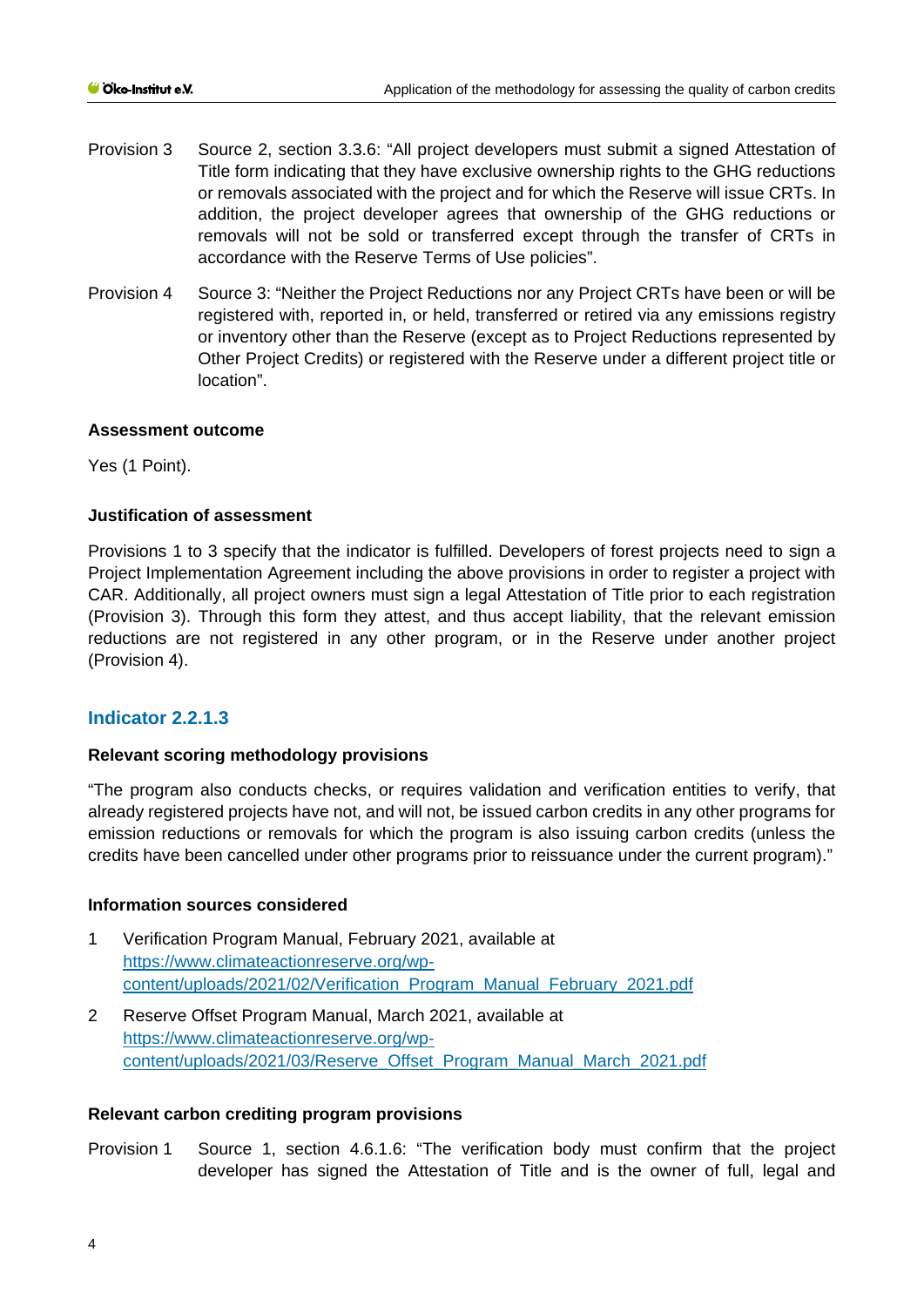Provision 3 Source 2, section 3.3.6: "All project developers must submit a signed Attestation of Title form indicating that they have exclusive ownership rights to the GHG reductions or removals associated with the project and for which the Reserve will issue CRTs. In addition, the project developer agrees that ownership of the GHG reductions or removals will not be sold or transferred except through the transfer of CRTs in accordance with the Reserve Terms of Use policies".

Provision 4 Source 3: "Neither the Project Reductions nor any Project CRTs have been or will be registered with, reported in, or held, transferred or retired via any emissions registry or inventory other than the Reserve (except as to Project Reductions represented by Other Project Credits) or registered with the Reserve under a different project title or location".

**Assessment outcome**

Yes (1 Point).

**Justification of assessment**

Provisions 1 to 3 specify that the indicator is fulfilled. Developers of forest projects need to sign a Project Implementation Agreement including the above provisions in order to register a project with CAR. Additionally, all project owners must sign a legal Attestation of Title prior to each registration (Provision 3). Through this form they attest, and thus accept liability, that the relevant emission reductions are not registered in any other program, or in the Reserve under another project (Provision 4).

## Indicator 2.2.1.3

**Relevant scoring methodology provisions**

"The program also conducts checks, or requires validation and verification entities to verify, that already registered projects have not, and will not, be issued carbon credits in any other programs for emission reductions or removals for which the program is also issuing carbon credits (unless the credits have been cancelled under other programs prior to reissuance under the current program)."

**Information sources considered**

1. Verification Program Manual, February 2021, available at https://www.climateactionreserve.org/wp-content/uploads/2021/02/Verification_Program_Manual_February_2021.pdf
2. Reserve Offset Program Manual, March 2021, available at https://www.climateactionreserve.org/wp-content/uploads/2021/03/Reserve_Offset_Program_Manual_March_2021.pdf

**Relevant carbon crediting program provisions**

Provision 1 Source 1, section 4.6.1.6: "The verification body must confirm that the project developer has signed the Attestation of Title and is the owner of full, legal and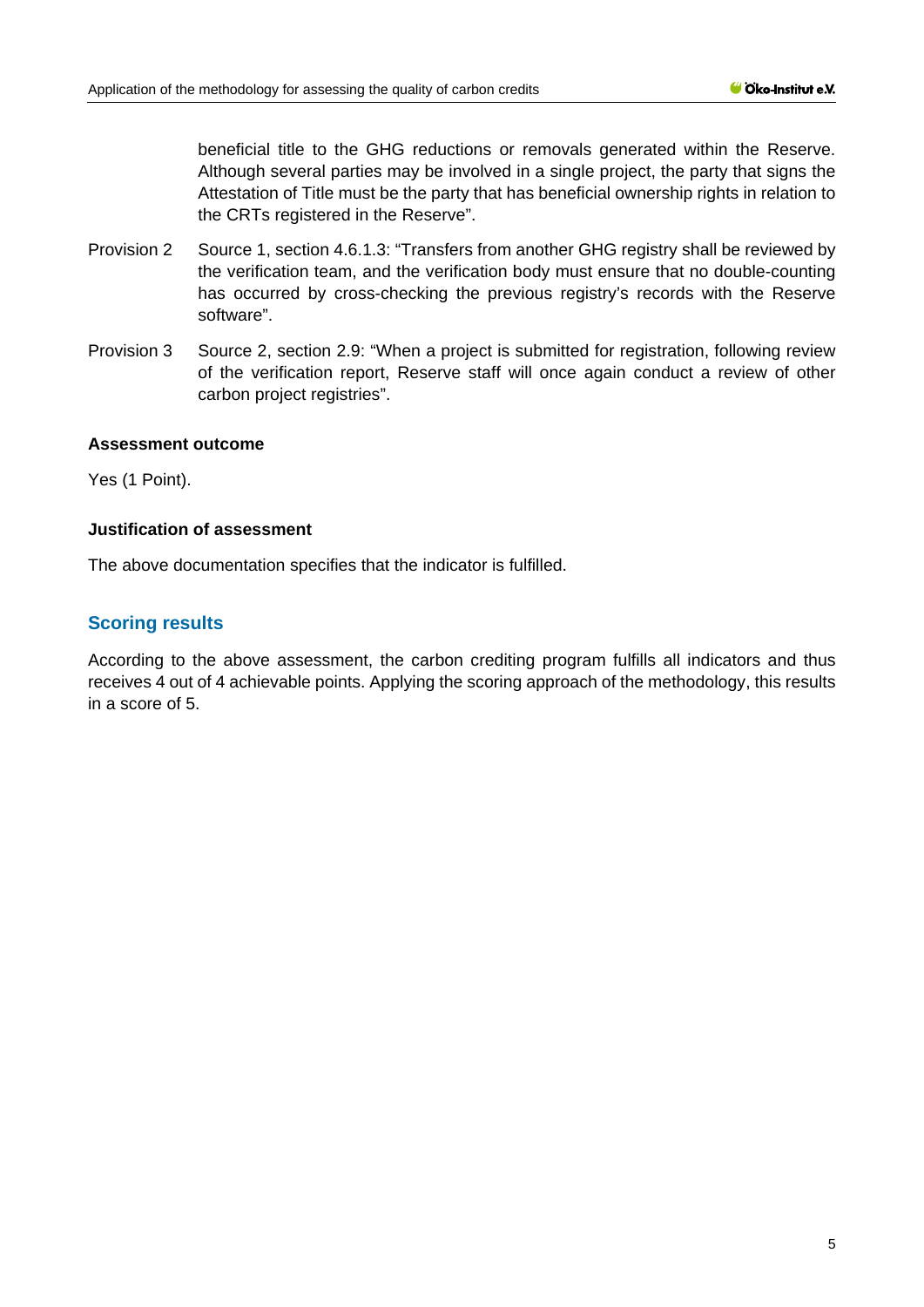beneficial title to the GHG reductions or removals generated within the Reserve. Although several parties may be involved in a single project, the party that signs the Attestation of Title must be the party that has beneficial ownership rights in relation to the CRTs registered in the Reserve".

Provision 2 Source 1, section 4.6.1.3: "Transfers from another GHG registry shall be reviewed by the verification team, and the verification body must ensure that no double-counting has occurred by cross-checking the previous registry's records with the Reserve software".

Provision 3 Source 2, section 2.9: "When a project is submitted for registration, following review of the verification report, Reserve staff will once again conduct a review of other carbon project registries".

**Assessment outcome**

Yes (1 Point).

**Justification of assessment**

The above documentation specifies that the indicator is fulfilled.

## Scoring results

According to the above assessment, the carbon crediting program fulfills all indicators and thus receives 4 out of 4 achievable points. Applying the scoring approach of the methodology, this results in a score of 5.